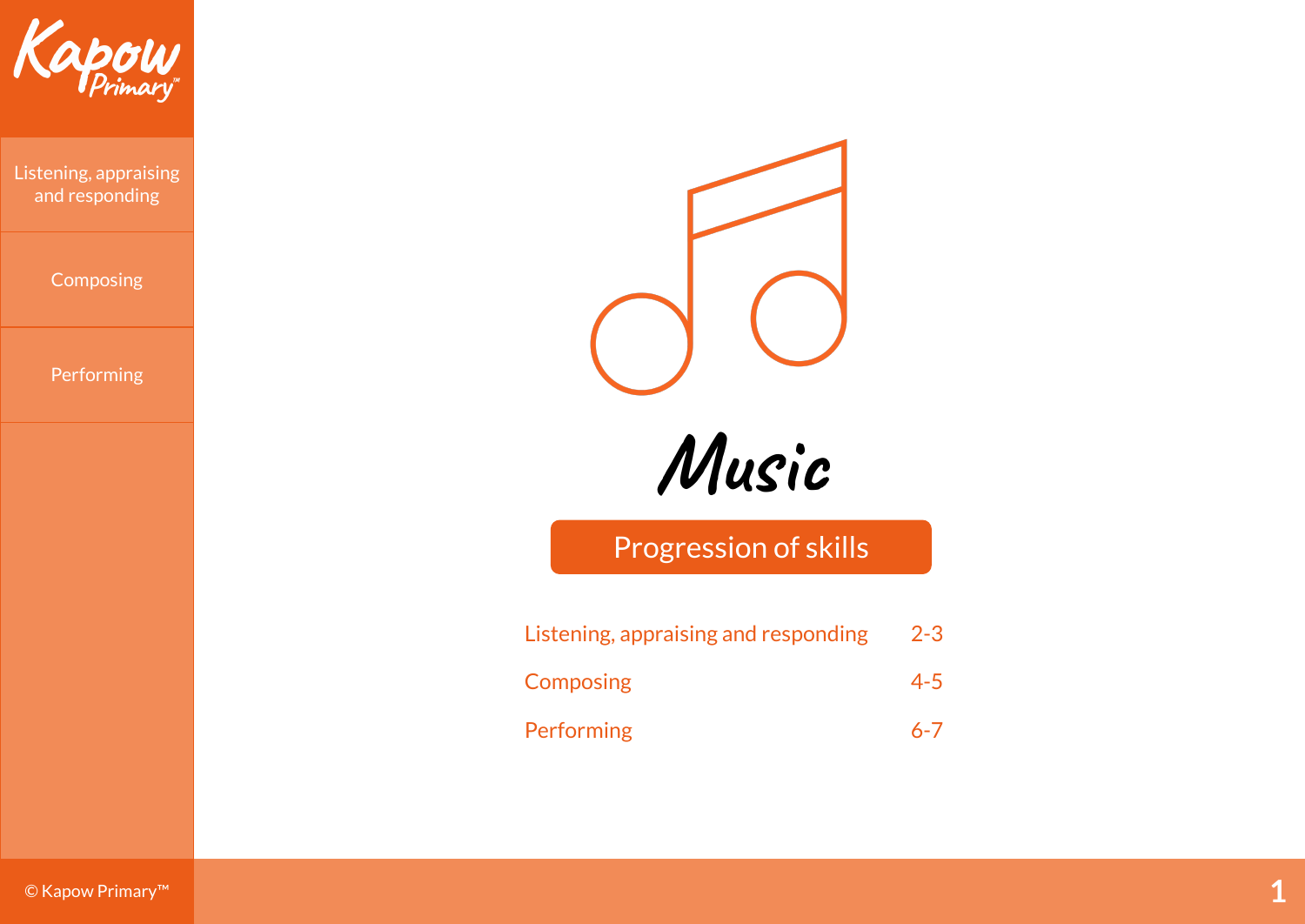# Music

## Progression of skills

| | |
|---|---|
| Listening, appraising and responding | 2-3 |
| Composing | 4-5 |
| Performing | 6-7 |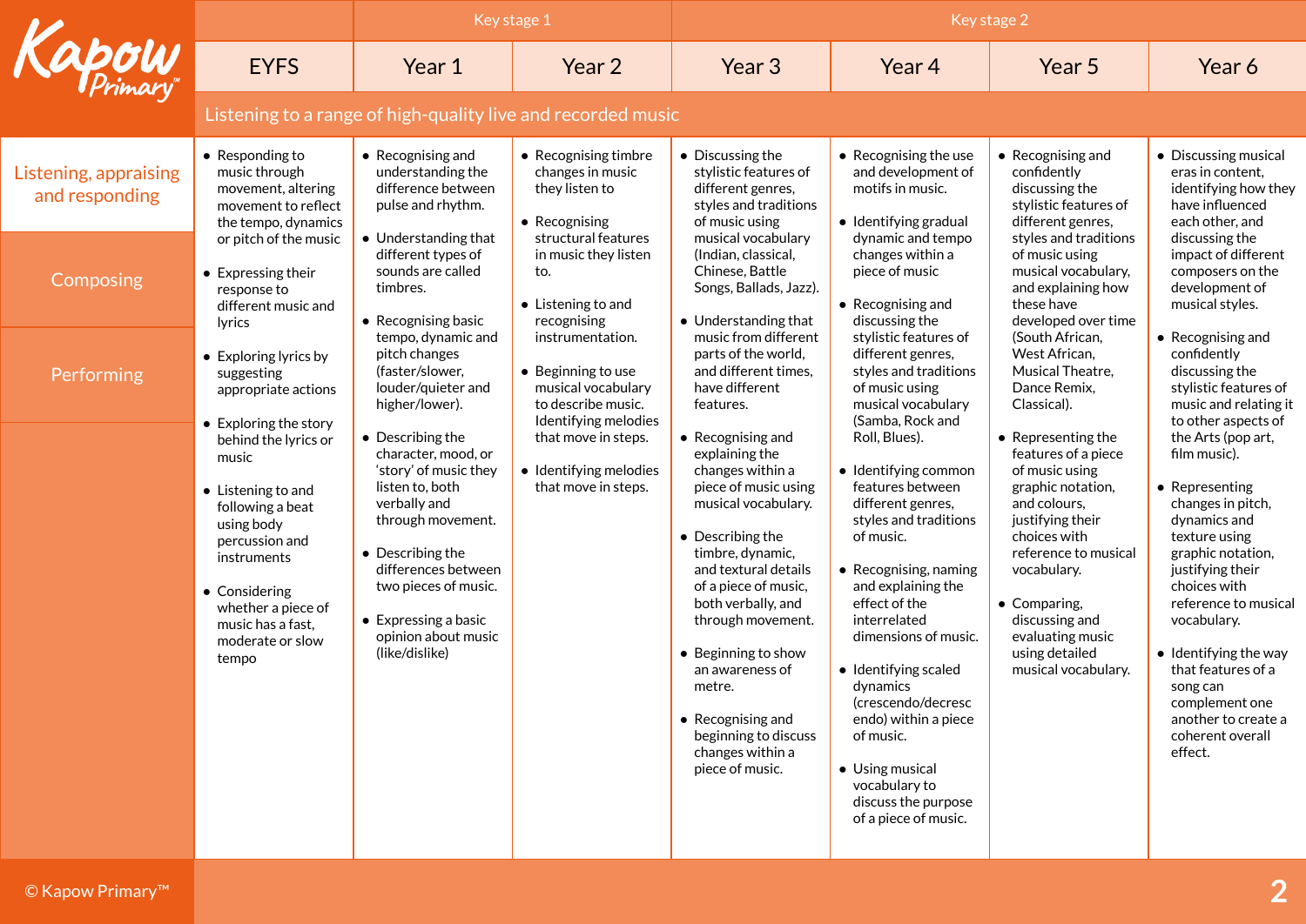| | Key stage 1 | | Key stage 2 | | | |
|---|---|---|---|---|---|---|
| EYFS | Year 1 | Year 2 | Year 3 | Year 4 | Year 5 | Year 6 |

## Listening to a range of high-quality live and recorded music

**Listening, appraising and responding**

| EYFS | Year 1 | Year 2 | Year 3 | Year 4 | Year 5 | Year 6 |
|---|---|---|---|---|---|---|
| • Responding to music through movement, altering movement to reflect the tempo, dynamics or pitch of the music<br><br>• Expressing their response to different music and lyrics<br><br>• Exploring lyrics by suggesting appropriate actions<br><br>• Exploring the story behind the lyrics or music<br><br>• Listening to and following a beat using body percussion and instruments<br><br>• Considering whether a piece of music has a fast, moderate or slow tempo | • Recognising and understanding the difference between pulse and rhythm.<br><br>• Understanding that different types of sounds are called timbres.<br><br>• Recognising basic tempo, dynamic and pitch changes (faster/slower, louder/quieter and higher/lower).<br><br>• Describing the character, mood, or 'story' of music they listen to, both verbally and through movement.<br><br>• Describing the differences between two pieces of music.<br><br>• Expressing a basic opinion about music (like/dislike) | • Recognising timbre changes in music they listen to<br><br>• Recognising structural features in music they listen to.<br><br>• Listening to and recognising instrumentation.<br><br>• Beginning to use musical vocabulary to describe music. Identifying melodies that move in steps.<br><br>• Identifying melodies that move in steps. | • Discussing the stylistic features of different genres, styles and traditions of music using musical vocabulary (Indian, classical, Chinese, Battle Songs, Ballads, Jazz).<br><br>• Understanding that music from different parts of the world, and different times, have different features.<br><br>• Recognising and explaining the changes within a piece of music using musical vocabulary.<br><br>• Describing the timbre, dynamic, and textural details of a piece of music, both verbally, and through movement.<br><br>• Beginning to show an awareness of metre.<br><br>• Recognising and beginning to discuss changes within a piece of music. | • Recognising the use and development of motifs in music.<br><br>• Identifying gradual dynamic and tempo changes within a piece of music<br><br>• Recognising and discussing the stylistic features of different genres, styles and traditions of music using musical vocabulary (Samba, Rock and Roll, Blues).<br><br>• Identifying common features between different genres, styles and traditions of music.<br><br>• Recognising, naming and explaining the effect of the interrelated dimensions of music.<br><br>• Identifying scaled dynamics (crescendo/decrescendo) within a piece of music.<br><br>• Using musical vocabulary to discuss the purpose of a piece of music. | • Recognising and confidently discussing the stylistic features of different genres, styles and traditions of music using musical vocabulary, and explaining how these have developed over time (South African, West African, Musical Theatre, Dance Remix, Classical).<br><br>• Representing the features of a piece of music using graphic notation, and colours, justifying their choices with reference to musical vocabulary.<br><br>• Comparing, discussing and evaluating music using detailed musical vocabulary. | • Discussing musical eras in content, identifying how they have influenced each other, and discussing the impact of different composers on the development of musical styles.<br><br>• Recognising and confidently discussing the stylistic features of music and relating it to other aspects of the Arts (pop art, film music).<br><br>• Representing changes in pitch, dynamics and texture using graphic notation, justifying their choices with reference to musical vocabulary.<br><br>• Identifying the way that features of a song can complement one another to create a coherent overall effect. |

Composing

Performing

© Kapow Primary™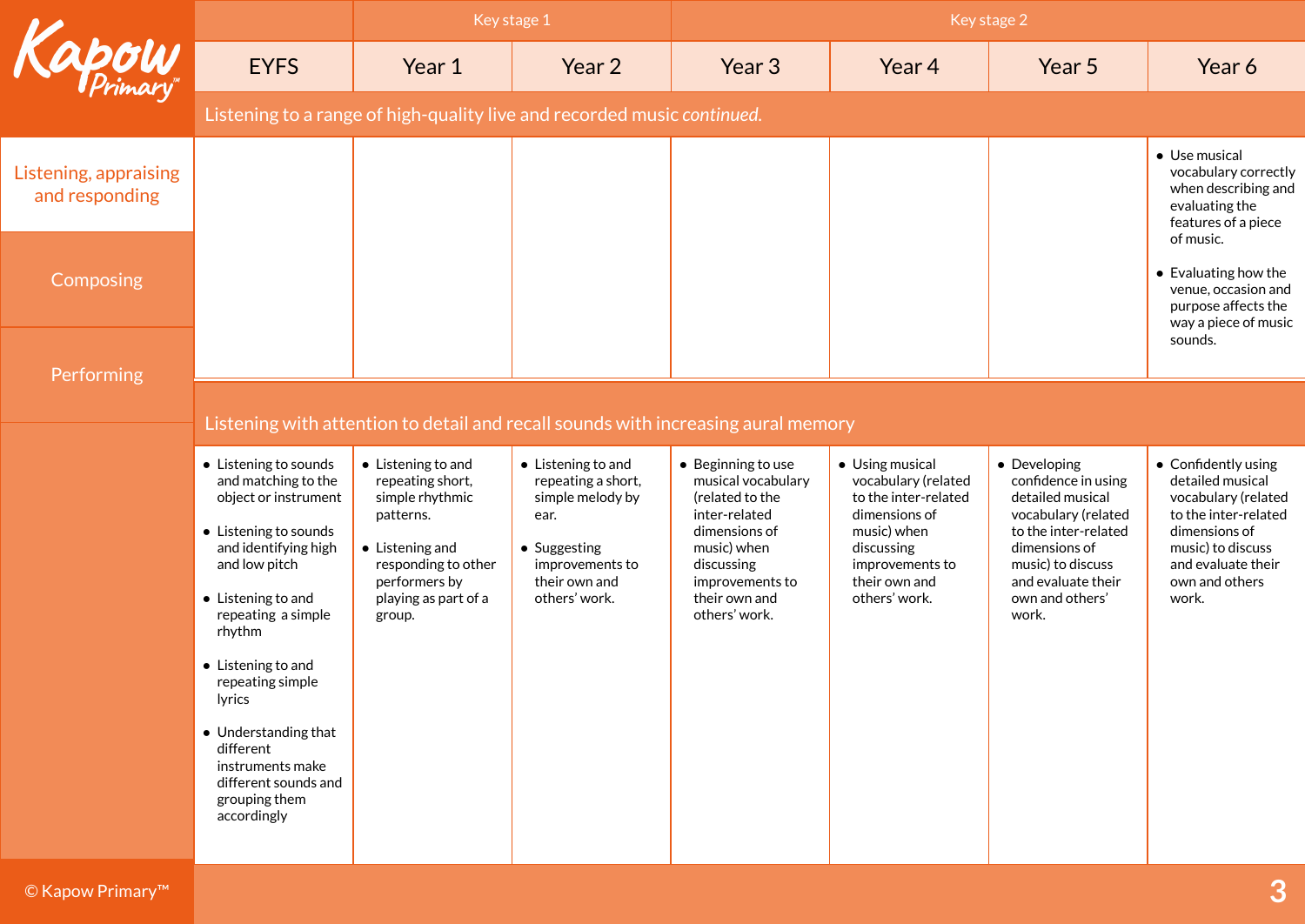| | Key stage 1 | | Key stage 2 | | | |
|---|---|---|---|---|---|---|
| EYFS | Year 1 | Year 2 | Year 3 | Year 4 | Year 5 | Year 6 |
| **Listening to a range of high-quality live and recorded music *continued.*** | | | | | | |
| | | | | | | • Use musical vocabulary correctly when describing and evaluating the features of a piece of music.<br><br>• Evaluating how the venue, occasion and purpose affects the way a piece of music sounds. |
| **Listening with attention to detail and recall sounds with increasing aural memory** | | | | | | |
| • Listening to sounds and matching to the object or instrument<br><br>• Listening to sounds and identifying high and low pitch<br><br>• Listening to and repeating a simple rhythm<br><br>• Listening to and repeating simple lyrics<br><br>• Understanding that different instruments make different sounds and grouping them accordingly | • Listening to and repeating short, simple rhythmic patterns.<br><br>• Listening and responding to other performers by playing as part of a group. | • Listening to and repeating a short, simple melody by ear.<br><br>• Suggesting improvements to their own and others' work. | • Beginning to use musical vocabulary (related to the inter-related dimensions of music) when discussing improvements to their own and others' work. | • Using musical vocabulary (related to the inter-related dimensions of music) when discussing improvements to their own and others' work. | • Developing confidence in using detailed musical vocabulary (related to the inter-related dimensions of music) to discuss and evaluate their own and others' work. | • Confidently using detailed musical vocabulary (related to the inter-related dimensions of music) to discuss and evaluate their own and others work. |

Listening, appraising and responding

Composing

Performing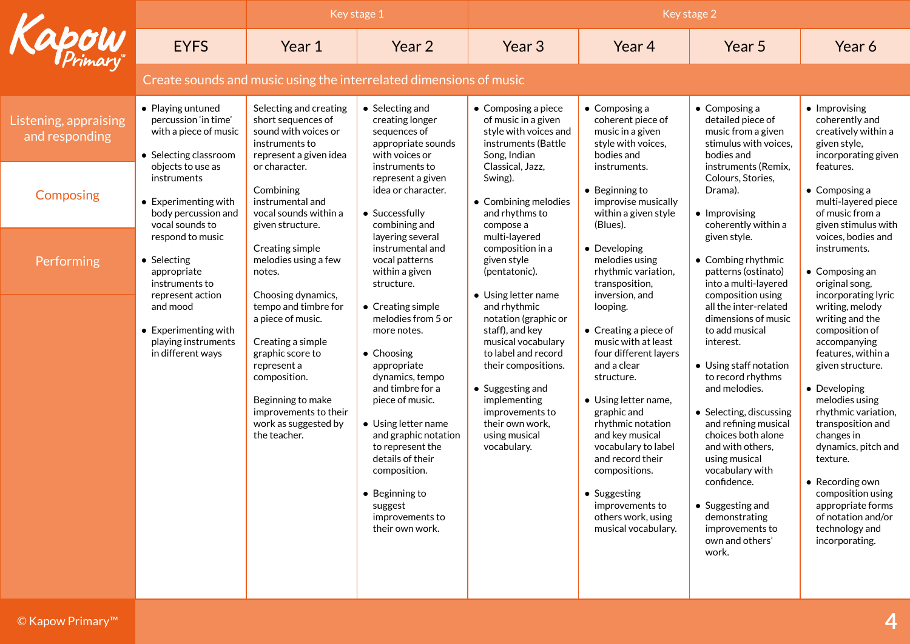| | EYFS | Key stage 1 | | Key stage 2 | | | |
|---|---|---|---|---|---|---|---|
| | EYFS | Year 1 | Year 2 | Year 3 | Year 4 | Year 5 | Year 6 |
| | Create sounds and music using the interrelated dimensions of music | | | | | | |
| **Composing** | • Playing untuned percussion 'in time' with a piece of music<br>• Selecting classroom objects to use as instruments<br>• Experimenting with body percussion and vocal sounds to respond to music<br>• Selecting appropriate instruments to represent action and mood<br>• Experimenting with playing instruments in different ways | Selecting and creating short sequences of sound with voices or instruments to represent a given idea or character.<br><br>Combining instrumental and vocal sounds within a given structure.<br><br>Creating simple melodies using a few notes.<br><br>Choosing dynamics, tempo and timbre for a piece of music.<br><br>Creating a simple graphic score to represent a composition.<br><br>Beginning to make improvements to their work as suggested by the teacher. | • Selecting and creating longer sequences of appropriate sounds with voices or instruments to represent a given idea or character.<br>• Successfully combining and layering several instrumental and vocal patterns within a given structure.<br>• Creating simple melodies from 5 or more notes.<br>• Choosing appropriate dynamics, tempo and timbre for a piece of music.<br>• Using letter name and graphic notation to represent the details of their composition.<br>• Beginning to suggest improvements to their own work. | • Composing a piece of music in a given style with voices and instruments (Battle Song, Indian Classical, Jazz, Swing).<br>• Combining melodies and rhythms to compose a multi-layered composition in a given style (pentatonic).<br>• Using letter name and rhythmic notation (graphic or staff), and key musical vocabulary to label and record their compositions.<br>• Suggesting and implementing improvements to their own work, using musical vocabulary. | • Composing a coherent piece of music in a given style with voices, bodies and instruments.<br>• Beginning to improvise musically within a given style (Blues).<br>• Developing melodies using rhythmic variation, transposition, inversion, and looping.<br>• Creating a piece of music with at least four different layers and a clear structure.<br>• Using letter name, graphic and rhythmic notation and key musical vocabulary to label and record their compositions.<br>• Suggesting improvements to others work, using musical vocabulary. | • Composing a detailed piece of music from a given stimulus with voices, bodies and instruments (Remix, Colours, Stories, Drama).<br>• Improvising coherently within a given style.<br>• Combing rhythmic patterns (ostinato) into a multi-layered composition using all the inter-related dimensions of music to add musical interest.<br>• Using staff notation to record rhythms and melodies.<br>• Selecting, discussing and refining musical choices both alone and with others, using musical vocabulary with confidence.<br>• Suggesting and demonstrating improvements to own and others' work. | • Improvising coherently and creatively within a given style, incorporating given features.<br>• Composing a multi-layered piece of music from a given stimulus with voices, bodies and instruments.<br>• Composing an original song, incorporating lyric writing, melody writing and the composition of accompanying features, within a given structure.<br>• Developing melodies using rhythmic variation, transposition and changes in dynamics, pitch and texture.<br>• Recording own composition using appropriate forms of notation and/or technology and incorporating. |

Listening, appraising and responding

Composing

Performing

© Kapow Primary™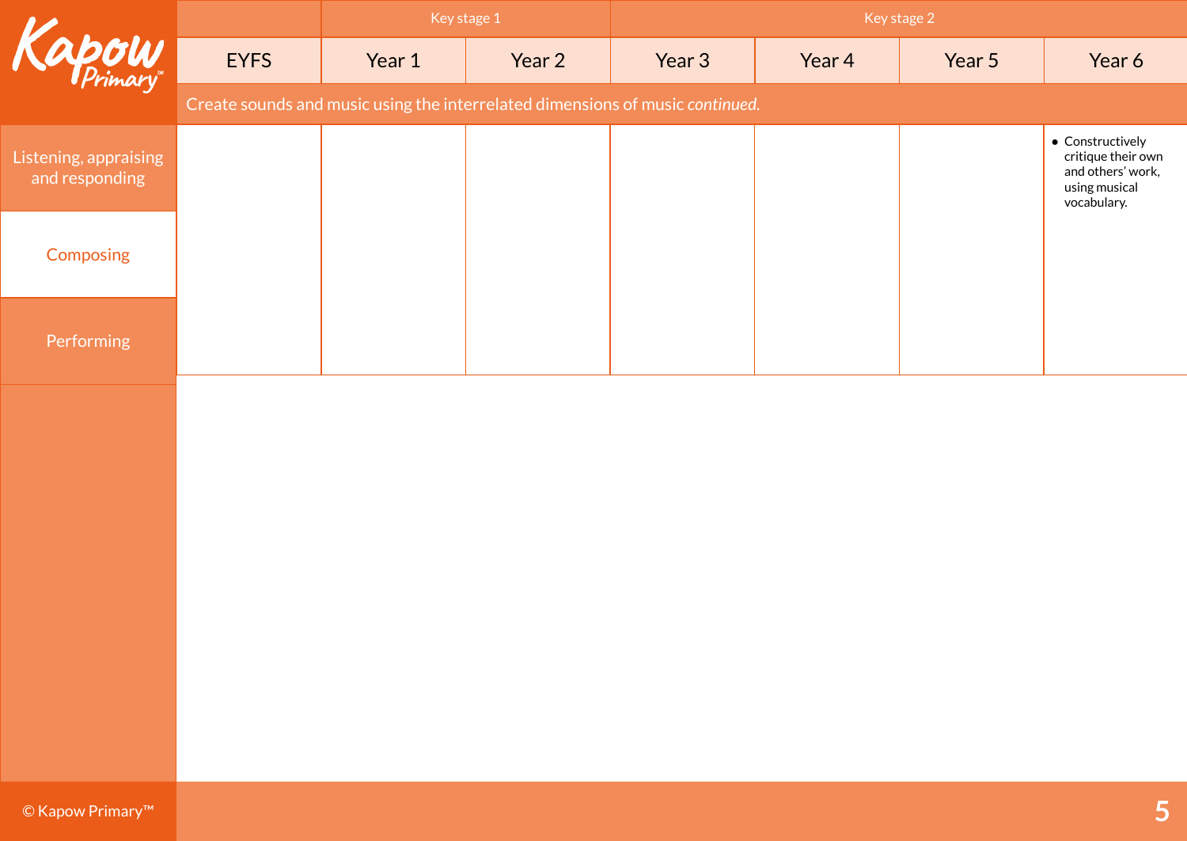| | | Key stage 1 | | Key stage 2 | | | |
|---|---|---|---|---|---|---|---|
| | EYFS | Year 1 | Year 2 | Year 3 | Year 4 | Year 5 | Year 6 |
| | Create sounds and music using the interrelated dimensions of music *continued.* | | | | | | |
| Composing | | | | | | | • Constructively critique their own and others' work, using musical vocabulary. |

Listening, appraising and responding

Composing

Performing

© Kapow Primary™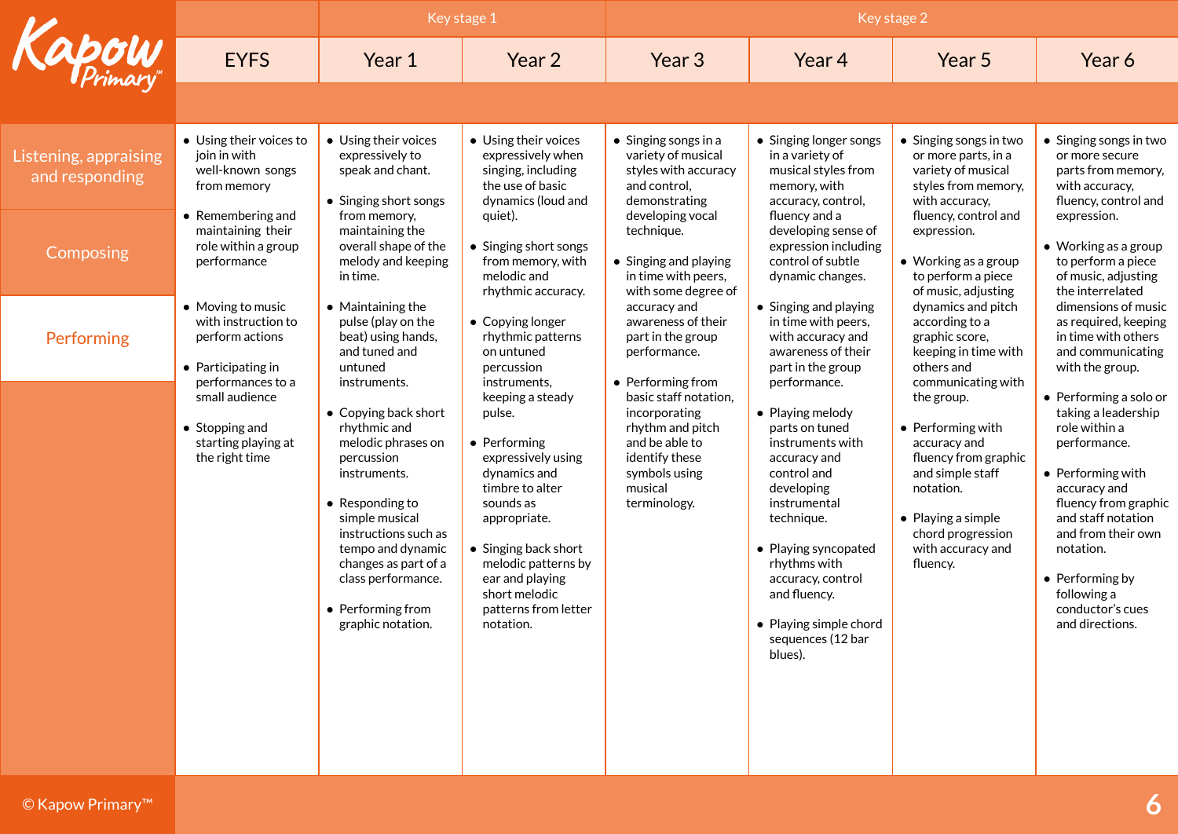| | | Key stage 1 | | Key stage 2 | | | |
|---|---|---|---|---|---|---|---|
| | **EYFS** | **Year 1** | **Year 2** | **Year 3** | **Year 4** | **Year 5** | **Year 6** |
| **Performing** | • Using their voices to join in with well-known songs from memory<br><br>• Remembering and maintaining their role within a group performance<br><br>• Moving to music with instruction to perform actions<br><br>• Participating in performances to a small audience<br><br>• Stopping and starting playing at the right time | • Using their voices expressively to speak and chant.<br><br>• Singing short songs from memory, maintaining the overall shape of the melody and keeping in time.<br><br>• Maintaining the pulse (play on the beat) using hands, and tuned and untuned instruments.<br><br>• Copying back short rhythmic and melodic phrases on percussion instruments.<br><br>• Responding to simple musical instructions such as tempo and dynamic changes as part of a class performance.<br><br>• Performing from graphic notation. | • Using their voices expressively when singing, including the use of basic dynamics (loud and quiet).<br><br>• Singing short songs from memory, with melodic and rhythmic accuracy.<br><br>• Copying longer rhythmic patterns on untuned percussion instruments, keeping a steady pulse.<br><br>• Performing expressively using dynamics and timbre to alter sounds as appropriate.<br><br>• Singing back short melodic patterns by ear and playing short melodic patterns from letter notation. | • Singing songs in a variety of musical styles with accuracy and control, demonstrating developing vocal technique.<br><br>• Singing and playing in time with peers, with some degree of accuracy and awareness of their part in the group performance.<br><br>• Performing from basic staff notation, incorporating rhythm and pitch and be able to identify these symbols using musical terminology. | • Singing longer songs in a variety of musical styles from memory, with accuracy, control, fluency and a developing sense of expression including control of subtle dynamic changes.<br><br>• Singing and playing in time with peers, with accuracy and awareness of their part in the group performance.<br><br>• Playing melody parts on tuned instruments with accuracy and control and developing instrumental technique.<br><br>• Playing syncopated rhythms with accuracy, control and fluency.<br><br>• Playing simple chord sequences (12 bar blues). | • Singing songs in two or more parts, in a variety of musical styles from memory, with accuracy, fluency, control and expression.<br><br>• Working as a group to perform a piece of music, adjusting dynamics and pitch according to a graphic score, keeping in time with others and communicating with the group.<br><br>• Performing with accuracy and fluency from graphic and simple staff notation.<br><br>• Playing a simple chord progression with accuracy and fluency. | • Singing songs in two or more secure parts from memory, with accuracy, fluency, control and expression.<br><br>• Working as a group to perform a piece of music, adjusting the interrelated dimensions of music as required, keeping in time with others and communicating with the group.<br><br>• Performing a solo or taking a leadership role within a performance.<br><br>• Performing with accuracy and fluency from graphic and staff notation and from their own notation.<br><br>• Performing by following a conductor's cues and directions. |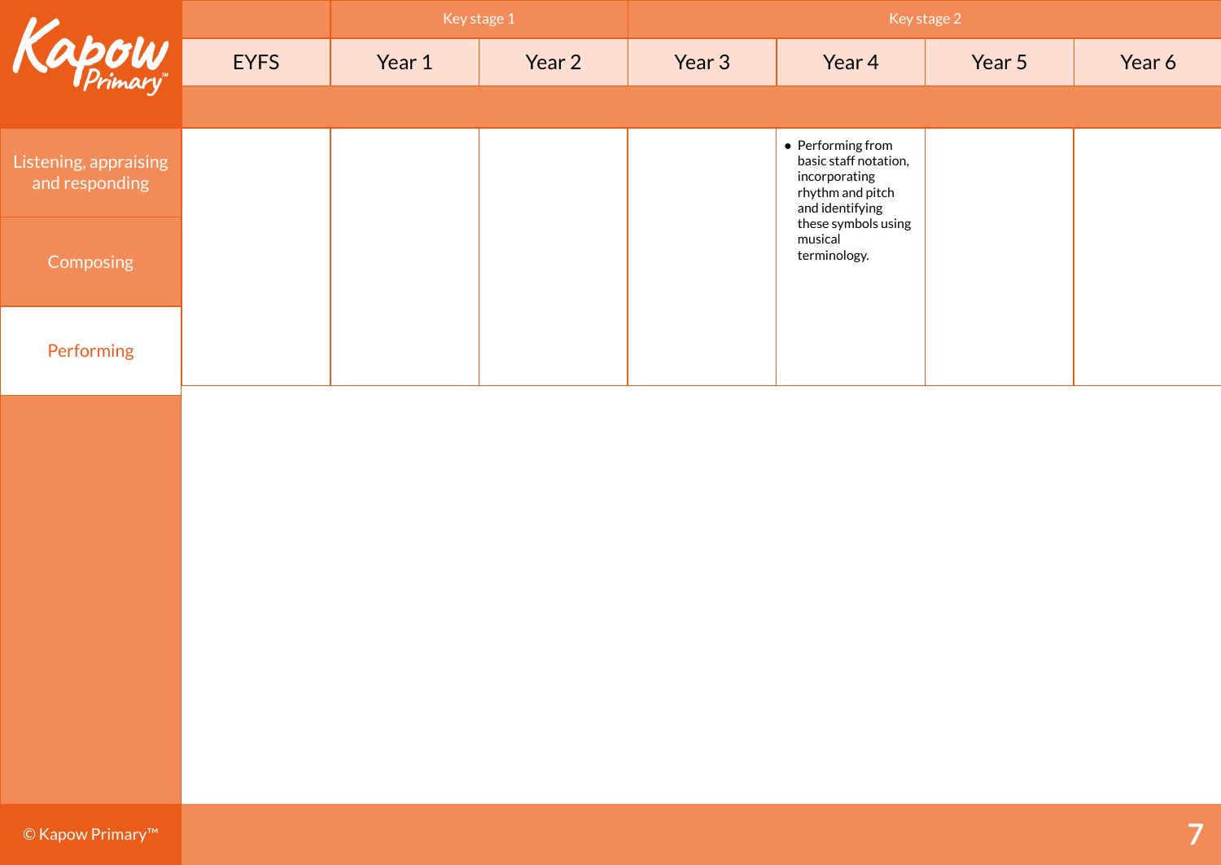| | | Key stage 1 | | Key stage 2 | | | |
|---|---|---|---|---|---|---|---|
| | EYFS | Year 1 | Year 2 | Year 3 | Year 4 | Year 5 | Year 6 |
| Listening, appraising and responding<br>Composing<br>Performing | | | | | • Performing from basic staff notation, incorporating rhythm and pitch and identifying these symbols using musical terminology. | | |

© Kapow Primary™